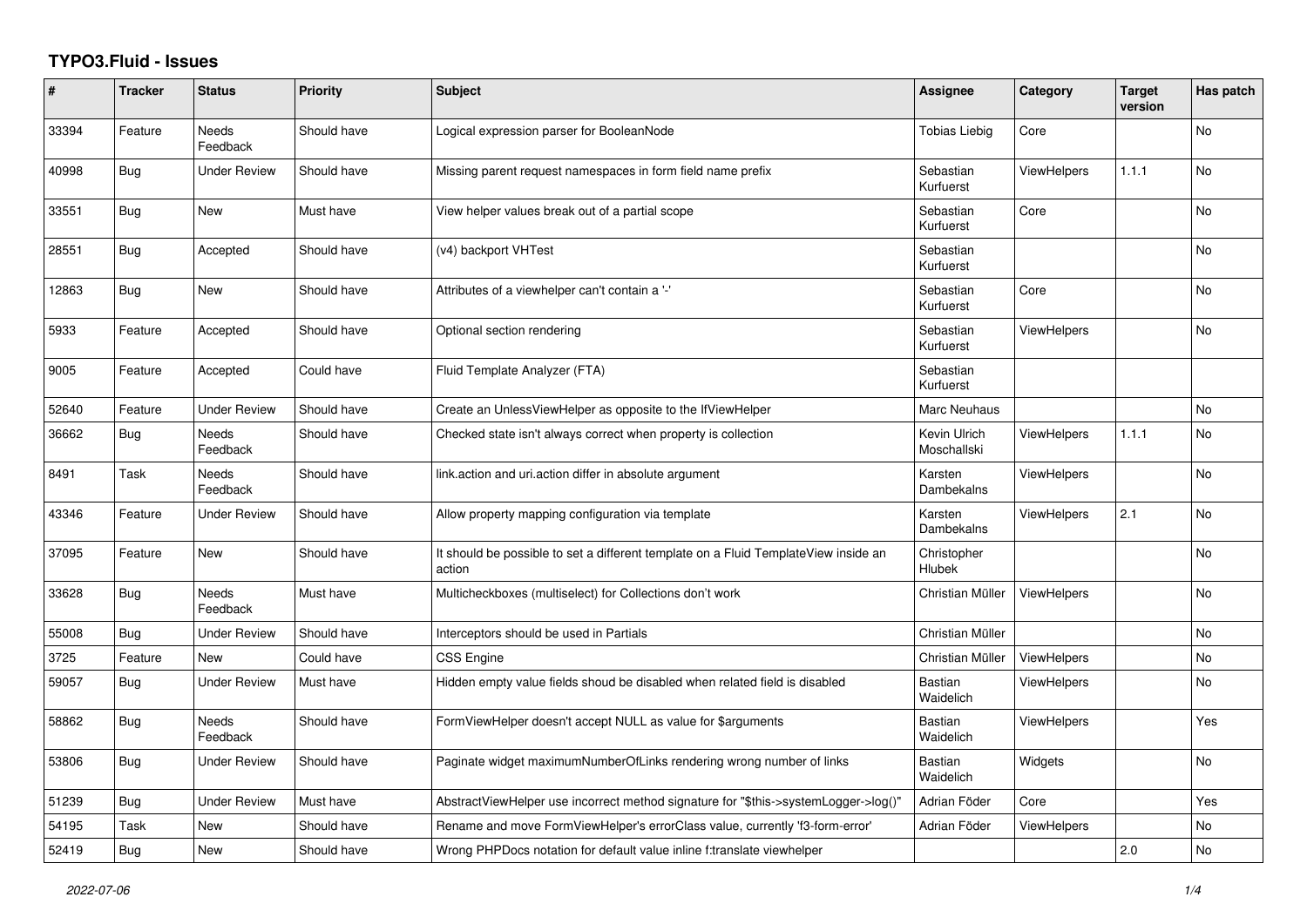# TYPO3.Fluid - Issues

| # | Tracker | Status | Priority | Subject | Assignee | Category | Target version | Has patch |
|---|---|---|---|---|---|---|---|---|
| 33394 | Feature | Needs Feedback | Should have | Logical expression parser for BooleanNode | Tobias Liebig | Core | | No |
| 40998 | Bug | Under Review | Should have | Missing parent request namespaces in form field name prefix | Sebastian Kurfuerst | ViewHelpers | 1.1.1 | No |
| 33551 | Bug | New | Must have | View helper values break out of a partial scope | Sebastian Kurfuerst | Core | | No |
| 28551 | Bug | Accepted | Should have | (v4) backport VHTest | Sebastian Kurfuerst | | | No |
| 12863 | Bug | New | Should have | Attributes of a viewhelper can't contain a '-' | Sebastian Kurfuerst | Core | | No |
| 5933 | Feature | Accepted | Should have | Optional section rendering | Sebastian Kurfuerst | ViewHelpers | | No |
| 9005 | Feature | Accepted | Could have | Fluid Template Analyzer (FTA) | Sebastian Kurfuerst | | | |
| 52640 | Feature | Under Review | Should have | Create an UnlessViewHelper as opposite to the IfViewHelper | Marc Neuhaus | | | No |
| 36662 | Bug | Needs Feedback | Should have | Checked state isn't always correct when property is collection | Kevin Ulrich Moschallski | ViewHelpers | 1.1.1 | No |
| 8491 | Task | Needs Feedback | Should have | link.action and uri.action differ in absolute argument | Karsten Dambekalns | ViewHelpers | | No |
| 43346 | Feature | Under Review | Should have | Allow property mapping configuration via template | Karsten Dambekalns | ViewHelpers | 2.1 | No |
| 37095 | Feature | New | Should have | It should be possible to set a different template on a Fluid TemplateView inside an action | Christopher Hlubek | | | No |
| 33628 | Bug | Needs Feedback | Must have | Multicheckboxes (multiselect) for Collections don't work | Christian Müller | ViewHelpers | | No |
| 55008 | Bug | Under Review | Should have | Interceptors should be used in Partials | Christian Müller | | | No |
| 3725 | Feature | New | Could have | CSS Engine | Christian Müller | ViewHelpers | | No |
| 59057 | Bug | Under Review | Must have | Hidden empty value fields shoud be disabled when related field is disabled | Bastian Waidelich | ViewHelpers | | No |
| 58862 | Bug | Needs Feedback | Should have | FormViewHelper doesn't accept NULL as value for $arguments | Bastian Waidelich | ViewHelpers | | Yes |
| 53806 | Bug | Under Review | Should have | Paginate widget maximumNumberOfLinks rendering wrong number of links | Bastian Waidelich | Widgets | | No |
| 51239 | Bug | Under Review | Must have | AbstractViewHelper use incorrect method signature for "$this->systemLogger->log()" | Adrian Föder | Core | | Yes |
| 54195 | Task | New | Should have | Rename and move FormViewHelper's errorClass value, currently 'f3-form-error' | Adrian Föder | ViewHelpers | | No |
| 52419 | Bug | New | Should have | Wrong PHPDocs notation for default value inline f:translate viewhelper | | | 2.0 | No |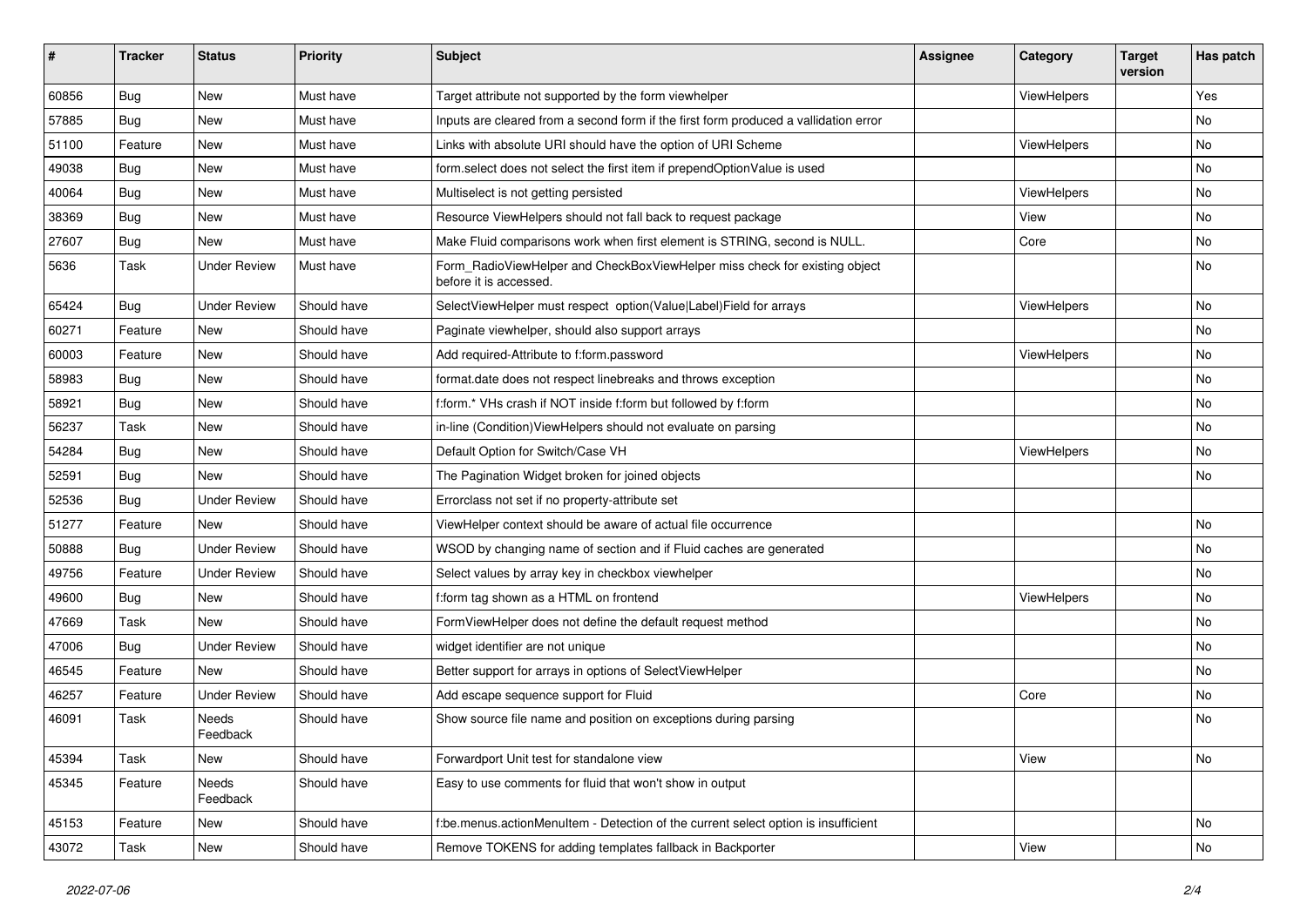| # | Tracker | Status | Priority | Subject | Assignee | Category | Target version | Has patch |
|---|---|---|---|---|---|---|---|---|
| 60856 | Bug | New | Must have | Target attribute not supported by the form viewhelper | | ViewHelpers | | Yes |
| 57885 | Bug | New | Must have | Inputs are cleared from a second form if the first form produced a vallidation error | | | | No |
| 51100 | Feature | New | Must have | Links with absolute URI should have the option of URI Scheme | | ViewHelpers | | No |
| 49038 | Bug | New | Must have | form.select does not select the first item if prependOptionValue is used | | | | No |
| 40064 | Bug | New | Must have | Multiselect is not getting persisted | | ViewHelpers | | No |
| 38369 | Bug | New | Must have | Resource ViewHelpers should not fall back to request package | | View | | No |
| 27607 | Bug | New | Must have | Make Fluid comparisons work when first element is STRING, second is NULL. | | Core | | No |
| 5636 | Task | Under Review | Must have | Form_RadioViewHelper and CheckBoxViewHelper miss check for existing object before it is accessed. | | | | No |
| 65424 | Bug | Under Review | Should have | SelectViewHelper must respect option(Value\|Label)Field for arrays | | ViewHelpers | | No |
| 60271 | Feature | New | Should have | Paginate viewhelper, should also support arrays | | | | No |
| 60003 | Feature | New | Should have | Add required-Attribute to f:form.password | | ViewHelpers | | No |
| 58983 | Bug | New | Should have | format.date does not respect linebreaks and throws exception | | | | No |
| 58921 | Bug | New | Should have | f:form.* VHs crash if NOT inside f:form but followed by f:form | | | | No |
| 56237 | Task | New | Should have | in-line (Condition)ViewHelpers should not evaluate on parsing | | | | No |
| 54284 | Bug | New | Should have | Default Option for Switch/Case VH | | ViewHelpers | | No |
| 52591 | Bug | New | Should have | The Pagination Widget broken for joined objects | | | | No |
| 52536 | Bug | Under Review | Should have | Errorclass not set if no property-attribute set | | | | |
| 51277 | Feature | New | Should have | ViewHelper context should be aware of actual file occurrence | | | | No |
| 50888 | Bug | Under Review | Should have | WSOD by changing name of section and if Fluid caches are generated | | | | No |
| 49756 | Feature | Under Review | Should have | Select values by array key in checkbox viewhelper | | | | No |
| 49600 | Bug | New | Should have | f:form tag shown as a HTML on frontend | | ViewHelpers | | No |
| 47669 | Task | New | Should have | FormViewHelper does not define the default request method | | | | No |
| 47006 | Bug | Under Review | Should have | widget identifier are not unique | | | | No |
| 46545 | Feature | New | Should have | Better support for arrays in options of SelectViewHelper | | | | No |
| 46257 | Feature | Under Review | Should have | Add escape sequence support for Fluid | | Core | | No |
| 46091 | Task | Needs Feedback | Should have | Show source file name and position on exceptions during parsing | | | | No |
| 45394 | Task | New | Should have | Forwardport Unit test for standalone view | | View | | No |
| 45345 | Feature | Needs Feedback | Should have | Easy to use comments for fluid that won't show in output | | | | |
| 45153 | Feature | New | Should have | f:be.menus.actionMenuItem - Detection of the current select option is insufficient | | | | No |
| 43072 | Task | New | Should have | Remove TOKENS for adding templates fallback in Backporter | | View | | No |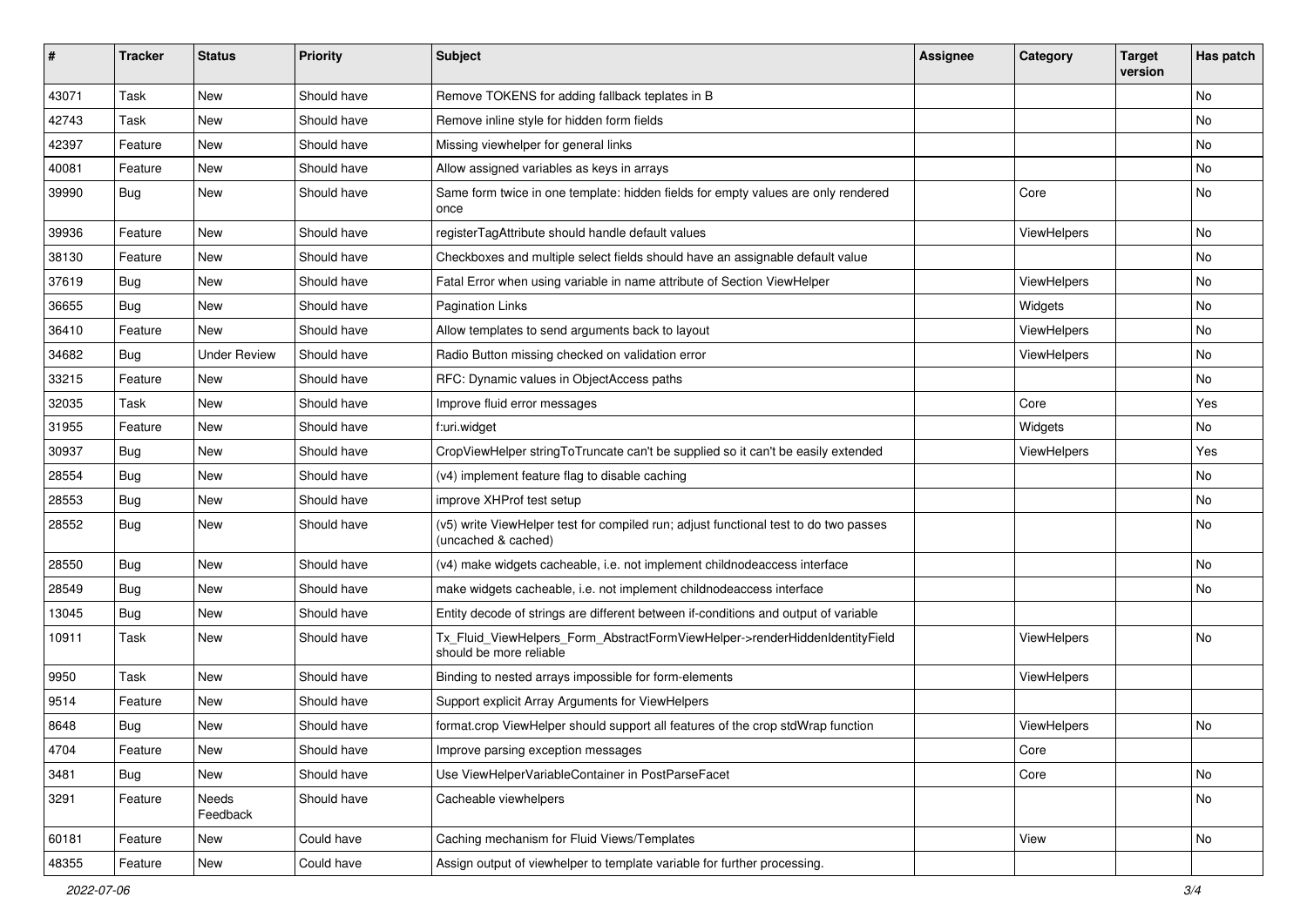| # | Tracker | Status | Priority | Subject | Assignee | Category | Target version | Has patch |
|---|---|---|---|---|---|---|---|---|
| 43071 | Task | New | Should have | Remove TOKENS for adding fallback teplates in B | | | | No |
| 42743 | Task | New | Should have | Remove inline style for hidden form fields | | | | No |
| 42397 | Feature | New | Should have | Missing viewhelper for general links | | | | No |
| 40081 | Feature | New | Should have | Allow assigned variables as keys in arrays | | | | No |
| 39990 | Bug | New | Should have | Same form twice in one template: hidden fields for empty values are only rendered once | | Core | | No |
| 39936 | Feature | New | Should have | registerTagAttribute should handle default values | | ViewHelpers | | No |
| 38130 | Feature | New | Should have | Checkboxes and multiple select fields should have an assignable default value | | | | No |
| 37619 | Bug | New | Should have | Fatal Error when using variable in name attribute of Section ViewHelper | | ViewHelpers | | No |
| 36655 | Bug | New | Should have | Pagination Links | | Widgets | | No |
| 36410 | Feature | New | Should have | Allow templates to send arguments back to layout | | ViewHelpers | | No |
| 34682 | Bug | Under Review | Should have | Radio Button missing checked on validation error | | ViewHelpers | | No |
| 33215 | Feature | New | Should have | RFC: Dynamic values in ObjectAccess paths | | | | No |
| 32035 | Task | New | Should have | Improve fluid error messages | | Core | | Yes |
| 31955 | Feature | New | Should have | f:uri.widget | | Widgets | | No |
| 30937 | Bug | New | Should have | CropViewHelper stringToTruncate can't be supplied so it can't be easily extended | | ViewHelpers | | Yes |
| 28554 | Bug | New | Should have | (v4) implement feature flag to disable caching | | | | No |
| 28553 | Bug | New | Should have | improve XHProf test setup | | | | No |
| 28552 | Bug | New | Should have | (v5) write ViewHelper test for compiled run; adjust functional test to do two passes (uncached & cached) | | | | No |
| 28550 | Bug | New | Should have | (v4) make widgets cacheable, i.e. not implement childnodeaccess interface | | | | No |
| 28549 | Bug | New | Should have | make widgets cacheable, i.e. not implement childnodeaccess interface | | | | No |
| 13045 | Bug | New | Should have | Entity decode of strings are different between if-conditions and output of variable | | | | |
| 10911 | Task | New | Should have | Tx_Fluid_ViewHelpers_Form_AbstractFormViewHelper->renderHiddenIdentityField should be more reliable | | ViewHelpers | | No |
| 9950 | Task | New | Should have | Binding to nested arrays impossible for form-elements | | ViewHelpers | | |
| 9514 | Feature | New | Should have | Support explicit Array Arguments for ViewHelpers | | | | |
| 8648 | Bug | New | Should have | format.crop ViewHelper should support all features of the crop stdWrap function | | ViewHelpers | | No |
| 4704 | Feature | New | Should have | Improve parsing exception messages | | Core | | |
| 3481 | Bug | New | Should have | Use ViewHelperVariableContainer in PostParseFacet | | Core | | No |
| 3291 | Feature | Needs Feedback | Should have | Cacheable viewhelpers | | | | No |
| 60181 | Feature | New | Could have | Caching mechanism for Fluid Views/Templates | | View | | No |
| 48355 | Feature | New | Could have | Assign output of viewhelper to template variable for further processing. | | | | |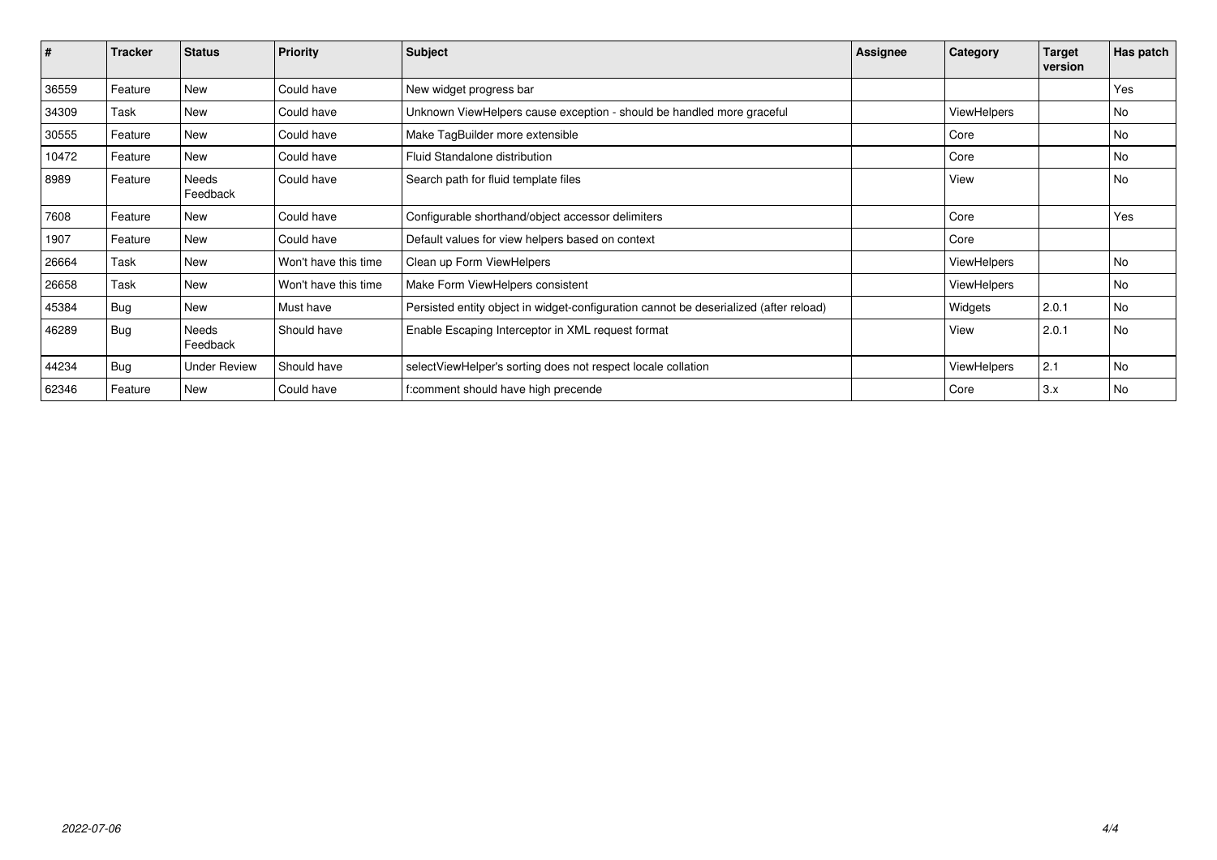| # | Tracker | Status | Priority | Subject | Assignee | Category | Target version | Has patch |
|---|---|---|---|---|---|---|---|---|
| 36559 | Feature | New | Could have | New widget progress bar | | | | Yes |
| 34309 | Task | New | Could have | Unknown ViewHelpers cause exception - should be handled more graceful | | ViewHelpers | | No |
| 30555 | Feature | New | Could have | Make TagBuilder more extensible | | Core | | No |
| 10472 | Feature | New | Could have | Fluid Standalone distribution | | Core | | No |
| 8989 | Feature | Needs Feedback | Could have | Search path for fluid template files | | View | | No |
| 7608 | Feature | New | Could have | Configurable shorthand/object accessor delimiters | | Core | | Yes |
| 1907 | Feature | New | Could have | Default values for view helpers based on context | | Core | | |
| 26664 | Task | New | Won't have this time | Clean up Form ViewHelpers | | ViewHelpers | | No |
| 26658 | Task | New | Won't have this time | Make Form ViewHelpers consistent | | ViewHelpers | | No |
| 45384 | Bug | New | Must have | Persisted entity object in widget-configuration cannot be deserialized (after reload) | | Widgets | 2.0.1 | No |
| 46289 | Bug | Needs Feedback | Should have | Enable Escaping Interceptor in XML request format | | View | 2.0.1 | No |
| 44234 | Bug | Under Review | Should have | selectViewHelper's sorting does not respect locale collation | | ViewHelpers | 2.1 | No |
| 62346 | Feature | New | Could have | f:comment should have high precende | | Core | 3.x | No |

2022-07-06